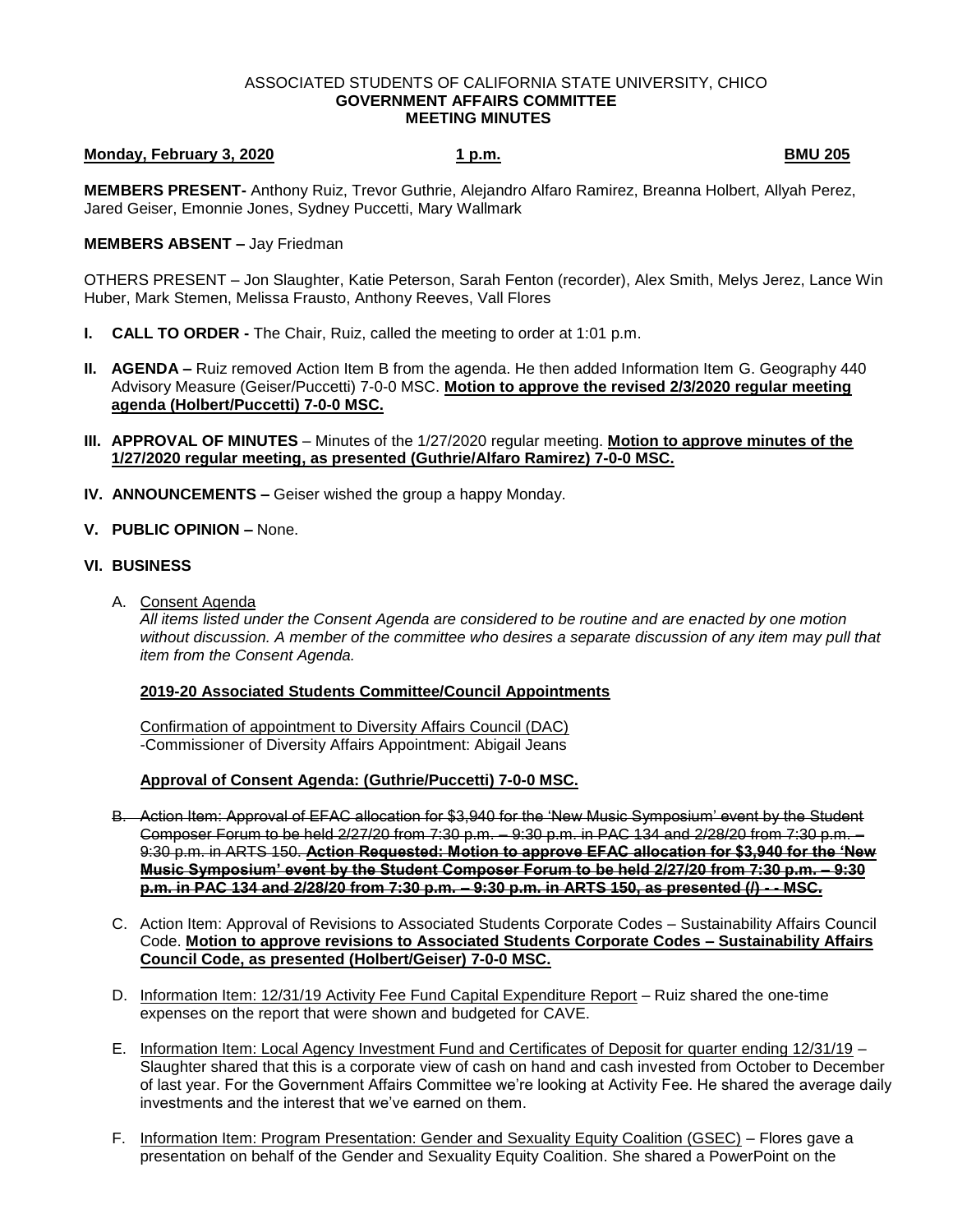ASSOCIATED STUDENTS OF CALIFORNIA STATE UNIVERSITY, CHICO
**GOVERNMENT AFFAIRS COMMITTEE**
**MEETING MINUTES**

**Monday, February 3, 2020** **1 p.m.** **BMU 205**

**MEMBERS PRESENT-** Anthony Ruiz, Trevor Guthrie, Alejandro Alfaro Ramirez, Breanna Holbert, Allyah Perez, Jared Geiser, Emonnie Jones, Sydney Puccetti, Mary Wallmark

**MEMBERS ABSENT –** Jay Friedman

OTHERS PRESENT – Jon Slaughter, Katie Peterson, Sarah Fenton (recorder), Alex Smith, Melys Jerez, Lance Win Huber, Mark Stemen, Melissa Frausto, Anthony Reeves, Vall Flores

**I. CALL TO ORDER -** The Chair, Ruiz, called the meeting to order at 1:01 p.m.

**II. AGENDA –** Ruiz removed Action Item B from the agenda. He then added Information Item G. Geography 440 Advisory Measure (Geiser/Puccetti) 7-0-0 MSC. **Motion to approve the revised 2/3/2020 regular meeting agenda (Holbert/Puccetti) 7-0-0 MSC.**

**III. APPROVAL OF MINUTES** – Minutes of the 1/27/2020 regular meeting. **Motion to approve minutes of the 1/27/2020 regular meeting, as presented (Guthrie/Alfaro Ramirez) 7-0-0 MSC.**

**IV. ANNOUNCEMENTS –** Geiser wished the group a happy Monday.

**V. PUBLIC OPINION –** None.

**VI. BUSINESS**

A. Consent Agenda
*All items listed under the Consent Agenda are considered to be routine and are enacted by one motion without discussion. A member of the committee who desires a separate discussion of any item may pull that item from the Consent Agenda.*

**2019-20 Associated Students Committee/Council Appointments**

Confirmation of appointment to Diversity Affairs Council (DAC)
-Commissioner of Diversity Affairs Appointment: Abigail Jeans

**Approval of Consent Agenda: (Guthrie/Puccetti) 7-0-0 MSC.**

B. ~~Action Item: Approval of EFAC allocation for $3,940 for the 'New Music Symposium' event by the Student Composer Forum to be held 2/27/20 from 7:30 p.m. – 9:30 p.m. in PAC 134 and 2/28/20 from 7:30 p.m. – 9:30 p.m. in ARTS 150. **Action Requested: Motion to approve EFAC allocation for $3,940 for the 'New Music Symposium' event by the Student Composer Forum to be held 2/27/20 from 7:30 p.m. – 9:30 p.m. in PAC 134 and 2/28/20 from 7:30 p.m. – 9:30 p.m. in ARTS 150, as presented (/) - - MSC.**~~

C. Action Item: Approval of Revisions to Associated Students Corporate Codes – Sustainability Affairs Council Code. **Motion to approve revisions to Associated Students Corporate Codes – Sustainability Affairs Council Code, as presented (Holbert/Geiser) 7-0-0 MSC.**

D. Information Item: 12/31/19 Activity Fee Fund Capital Expenditure Report – Ruiz shared the one-time expenses on the report that were shown and budgeted for CAVE.

E. Information Item: Local Agency Investment Fund and Certificates of Deposit for quarter ending 12/31/19 – Slaughter shared that this is a corporate view of cash on hand and cash invested from October to December of last year. For the Government Affairs Committee we're looking at Activity Fee. He shared the average daily investments and the interest that we've earned on them.

F. Information Item: Program Presentation: Gender and Sexuality Equity Coalition (GSEC) – Flores gave a presentation on behalf of the Gender and Sexuality Equity Coalition. She shared a PowerPoint on the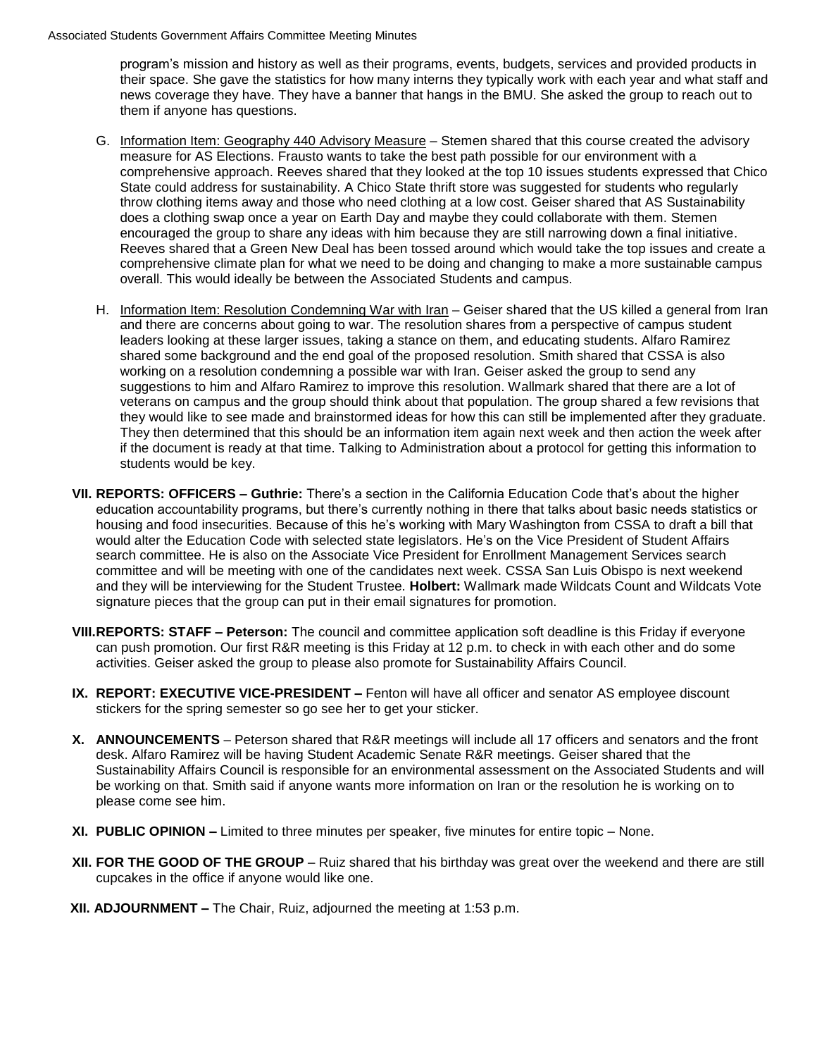program's mission and history as well as their programs, events, budgets, services and provided products in their space. She gave the statistics for how many interns they typically work with each year and what staff and news coverage they have. They have a banner that hangs in the BMU. She asked the group to reach out to them if anyone has questions.

G. Information Item: Geography 440 Advisory Measure – Stemen shared that this course created the advisory measure for AS Elections. Frausto wants to take the best path possible for our environment with a comprehensive approach. Reeves shared that they looked at the top 10 issues students expressed that Chico State could address for sustainability. A Chico State thrift store was suggested for students who regularly throw clothing items away and those who need clothing at a low cost. Geiser shared that AS Sustainability does a clothing swap once a year on Earth Day and maybe they could collaborate with them. Stemen encouraged the group to share any ideas with him because they are still narrowing down a final initiative. Reeves shared that a Green New Deal has been tossed around which would take the top issues and create a comprehensive climate plan for what we need to be doing and changing to make a more sustainable campus overall. This would ideally be between the Associated Students and campus.

H. Information Item: Resolution Condemning War with Iran – Geiser shared that the US killed a general from Iran and there are concerns about going to war. The resolution shares from a perspective of campus student leaders looking at these larger issues, taking a stance on them, and educating students. Alfaro Ramirez shared some background and the end goal of the proposed resolution. Smith shared that CSSA is also working on a resolution condemning a possible war with Iran. Geiser asked the group to send any suggestions to him and Alfaro Ramirez to improve this resolution. Wallmark shared that there are a lot of veterans on campus and the group should think about that population. The group shared a few revisions that they would like to see made and brainstormed ideas for how this can still be implemented after they graduate. They then determined that this should be an information item again next week and then action the week after if the document is ready at that time. Talking to Administration about a protocol for getting this information to students would be key.

**VII. REPORTS: OFFICERS – Guthrie:** There's a section in the California Education Code that's about the higher education accountability programs, but there's currently nothing in there that talks about basic needs statistics or housing and food insecurities. Because of this he's working with Mary Washington from CSSA to draft a bill that would alter the Education Code with selected state legislators. He's on the Vice President of Student Affairs search committee. He is also on the Associate Vice President for Enrollment Management Services search committee and will be meeting with one of the candidates next week. CSSA San Luis Obispo is next weekend and they will be interviewing for the Student Trustee. **Holbert:** Wallmark made Wildcats Count and Wildcats Vote signature pieces that the group can put in their email signatures for promotion.

**VIII. REPORTS: STAFF – Peterson:** The council and committee application soft deadline is this Friday if everyone can push promotion. Our first R&R meeting is this Friday at 12 p.m. to check in with each other and do some activities. Geiser asked the group to please also promote for Sustainability Affairs Council.

**IX. REPORT: EXECUTIVE VICE-PRESIDENT –** Fenton will have all officer and senator AS employee discount stickers for the spring semester so go see her to get your sticker.

**X. ANNOUNCEMENTS** – Peterson shared that R&R meetings will include all 17 officers and senators and the front desk. Alfaro Ramirez will be having Student Academic Senate R&R meetings. Geiser shared that the Sustainability Affairs Council is responsible for an environmental assessment on the Associated Students and will be working on that. Smith said if anyone wants more information on Iran or the resolution he is working on to please come see him.

**XI. PUBLIC OPINION –** Limited to three minutes per speaker, five minutes for entire topic – None.

**XII. FOR THE GOOD OF THE GROUP** – Ruiz shared that his birthday was great over the weekend and there are still cupcakes in the office if anyone would like one.

**XII. ADJOURNMENT –** The Chair, Ruiz, adjourned the meeting at 1:53 p.m.